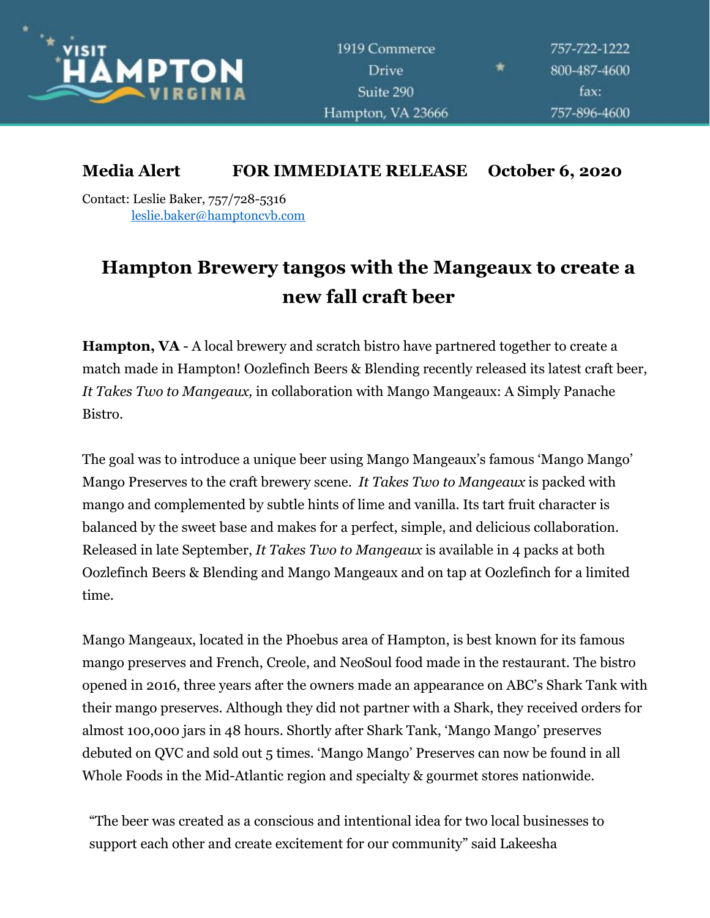VISIT HAMPTON VIRGINIA

1919 Commerce Drive
Suite 290
Hampton, VA 23666

757-722-1222
800-487-4600
fax: 757-896-4600

**Media Alert FOR IMMEDIATE RELEASE October 6, 2020**

Contact: Leslie Baker, 757/728-5316
[leslie.baker@hamptoncvb.com](mailto:leslie.baker@hamptoncvb.com)

# Hampton Brewery tangos with the Mangeaux to create a new fall craft beer

**Hampton, VA** - A local brewery and scratch bistro have partnered together to create a match made in Hampton! Oozlefinch Beers & Blending recently released its latest craft beer, *It Takes Two to Mangeaux,* in collaboration with Mango Mangeaux: A Simply Panache Bistro.

The goal was to introduce a unique beer using Mango Mangeaux's famous 'Mango Mango' Mango Preserves to the craft brewery scene. *It Takes Two to Mangeaux* is packed with mango and complemented by subtle hints of lime and vanilla. Its tart fruit character is balanced by the sweet base and makes for a perfect, simple, and delicious collaboration. Released in late September, *It Takes Two to Mangeaux* is available in 4 packs at both Oozlefinch Beers & Blending and Mango Mangeaux and on tap at Oozlefinch for a limited time.

Mango Mangeaux, located in the Phoebus area of Hampton, is best known for its famous mango preserves and French, Creole, and NeoSoul food made in the restaurant. The bistro opened in 2016, three years after the owners made an appearance on ABC's Shark Tank with their mango preserves. Although they did not partner with a Shark, they received orders for almost 100,000 jars in 48 hours. Shortly after Shark Tank, 'Mango Mango' preserves debuted on QVC and sold out 5 times. 'Mango Mango' Preserves can now be found in all Whole Foods in the Mid-Atlantic region and specialty & gourmet stores nationwide.

"The beer was created as a conscious and intentional idea for two local businesses to support each other and create excitement for our community" said Lakeesha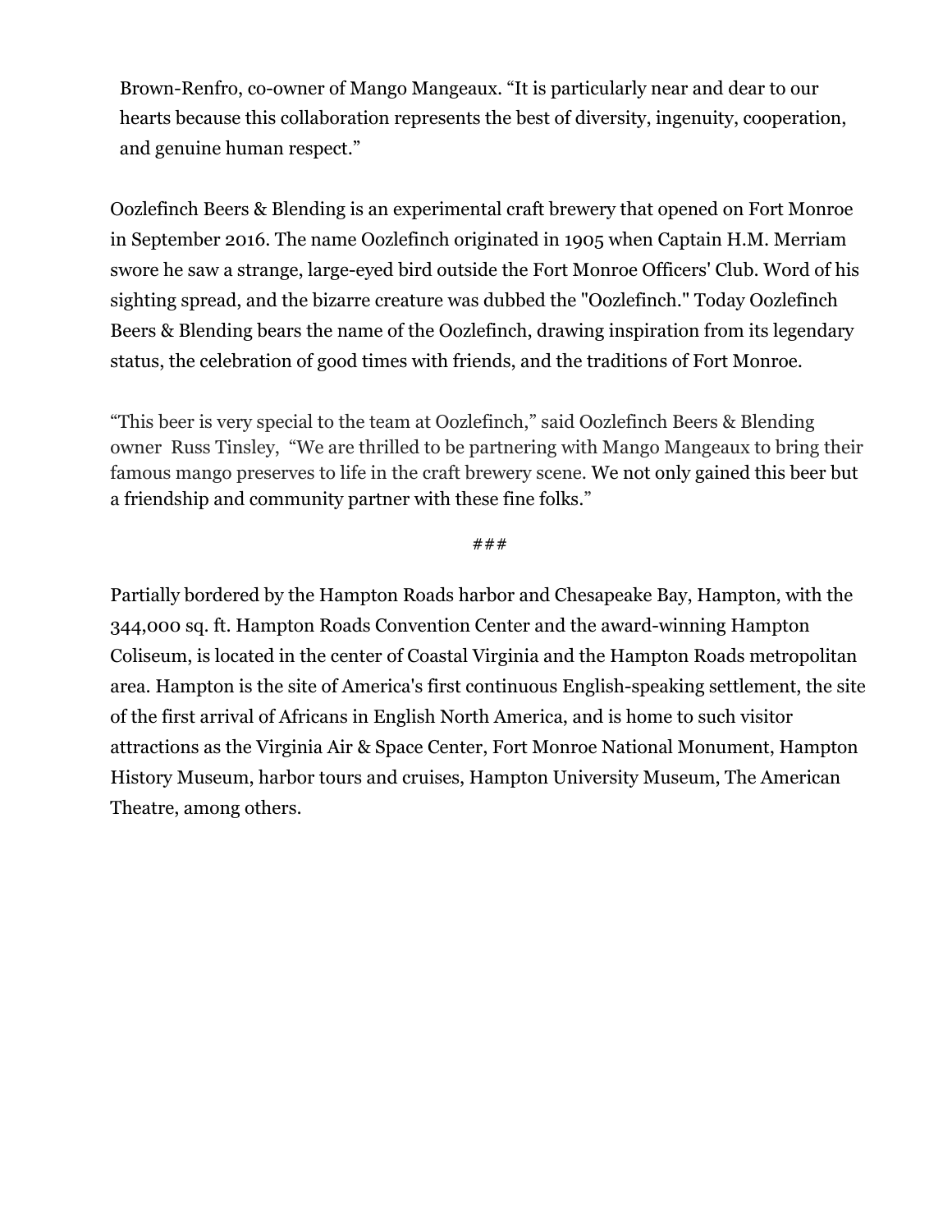Brown-Renfro, co-owner of Mango Mangeaux. "It is particularly near and dear to our hearts because this collaboration represents the best of diversity, ingenuity, cooperation, and genuine human respect."

Oozlefinch Beers & Blending is an experimental craft brewery that opened on Fort Monroe in September 2016. The name Oozlefinch originated in 1905 when Captain H.M. Merriam swore he saw a strange, large-eyed bird outside the Fort Monroe Officers' Club. Word of his sighting spread, and the bizarre creature was dubbed the "Oozlefinch." Today Oozlefinch Beers & Blending bears the name of the Oozlefinch, drawing inspiration from its legendary status, the celebration of good times with friends, and the traditions of Fort Monroe.

"This beer is very special to the team at Oozlefinch," said Oozlefinch Beers & Blending owner Russ Tinsley, "We are thrilled to be partnering with Mango Mangeaux to bring their famous mango preserves to life in the craft brewery scene. We not only gained this beer but a friendship and community partner with these fine folks."

###

Partially bordered by the Hampton Roads harbor and Chesapeake Bay, Hampton, with the 344,000 sq. ft. Hampton Roads Convention Center and the award-winning Hampton Coliseum, is located in the center of Coastal Virginia and the Hampton Roads metropolitan area. Hampton is the site of America's first continuous English-speaking settlement, the site of the first arrival of Africans in English North America, and is home to such visitor attractions as the Virginia Air & Space Center, Fort Monroe National Monument, Hampton History Museum, harbor tours and cruises, Hampton University Museum, The American Theatre, among others.